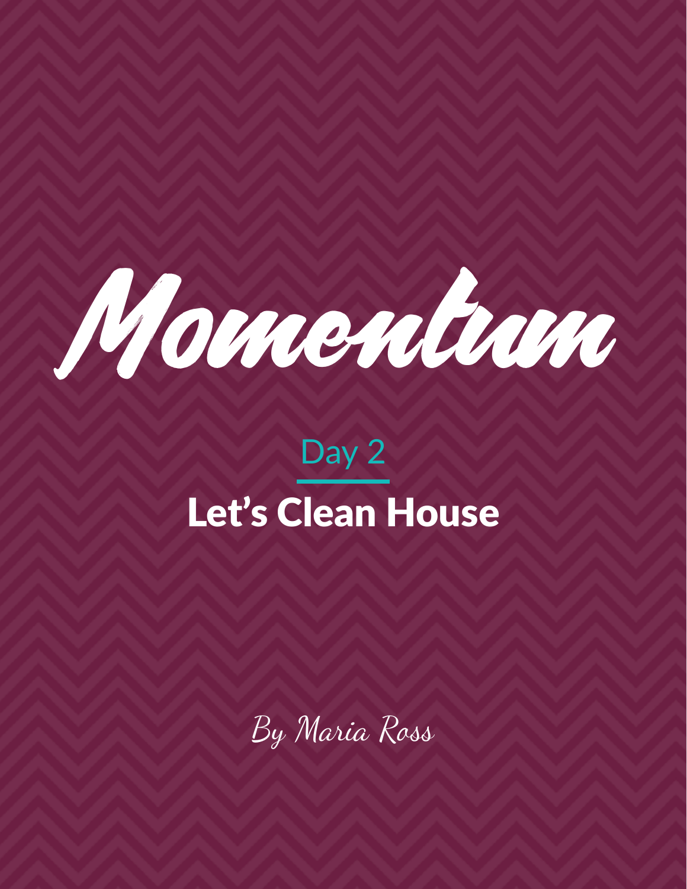# Momentum

## Day 2

## Let's Clean House

By Maria Ross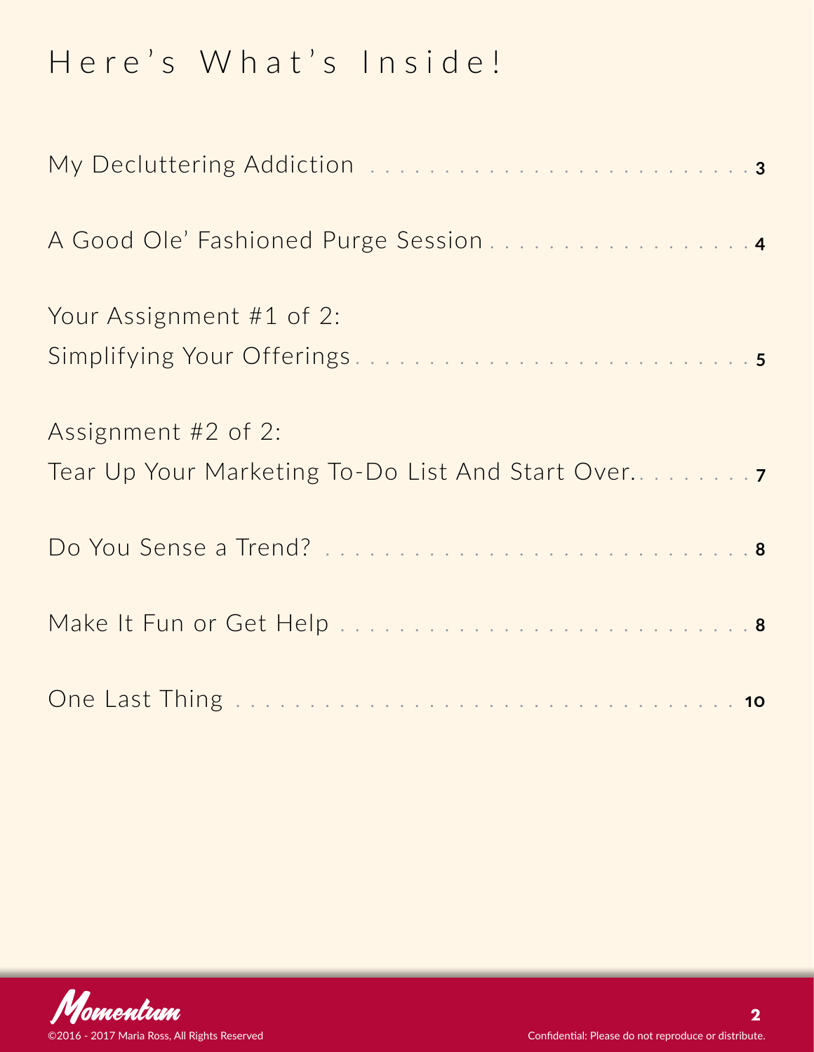# Here's What's Inside!

| | |
|---|---|
| My Decluttering Addiction | 3 |
| A Good Ole' Fashioned Purge Session | 4 |
| Your Assignment #1 of 2: Simplifying Your Offerings | 5 |
| Assignment #2 of 2: Tear Up Your Marketing To-Do List And Start Over. | 7 |
| Do You Sense a Trend? | 8 |
| Make It Fun or Get Help | 8 |
| One Last Thing | 10 |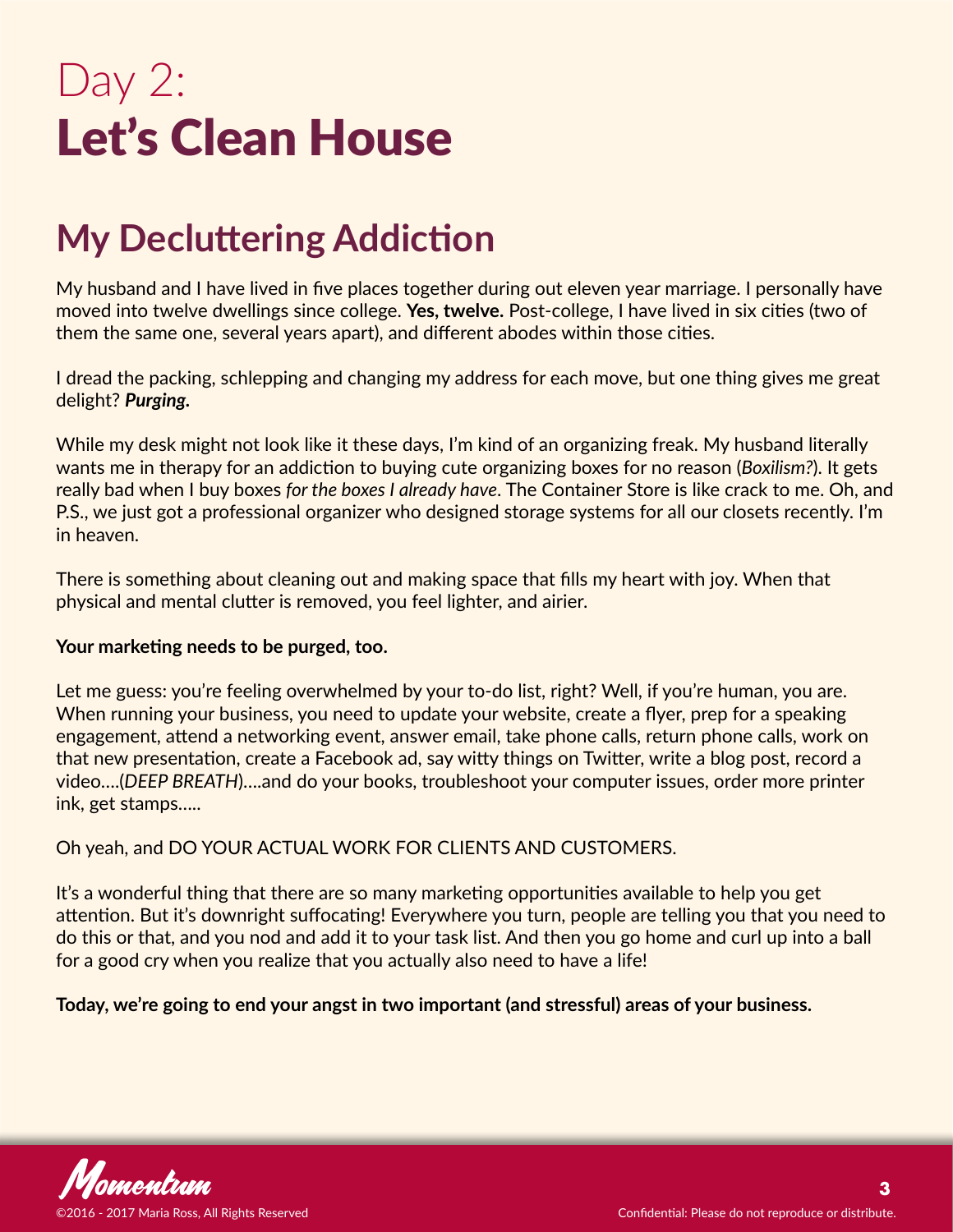# Day 2:
# Let's Clean House

## My Decluttering Addiction

My husband and I have lived in five places together during out eleven year marriage. I personally have moved into twelve dwellings since college. **Yes, twelve.** Post-college, I have lived in six cities (two of them the same one, several years apart), and different abodes within those cities.

I dread the packing, schlepping and changing my address for each move, but one thing gives me great delight? ***Purging.***

While my desk might not look like it these days, I'm kind of an organizing freak. My husband literally wants me in therapy for an addiction to buying cute organizing boxes for no reason (*Boxilism?*). It gets really bad when I buy boxes *for the boxes I already have*. The Container Store is like crack to me. Oh, and P.S., we just got a professional organizer who designed storage systems for all our closets recently. I'm in heaven.

There is something about cleaning out and making space that fills my heart with joy. When that physical and mental clutter is removed, you feel lighter, and airier.

**Your marketing needs to be purged, too.**

Let me guess: you're feeling overwhelmed by your to-do list, right? Well, if you're human, you are. When running your business, you need to update your website, create a flyer, prep for a speaking engagement, attend a networking event, answer email, take phone calls, return phone calls, work on that new presentation, create a Facebook ad, say witty things on Twitter, write a blog post, record a video….(*DEEP BREATH*)….and do your books, troubleshoot your computer issues, order more printer ink, get stamps…..

Oh yeah, and DO YOUR ACTUAL WORK FOR CLIENTS AND CUSTOMERS.

It's a wonderful thing that there are so many marketing opportunities available to help you get attention. But it's downright suffocating! Everywhere you turn, people are telling you that you need to do this or that, and you nod and add it to your task list. And then you go home and curl up into a ball for a good cry when you realize that you actually also need to have a life!

**Today, we're going to end your angst in two important (and stressful) areas of your business.**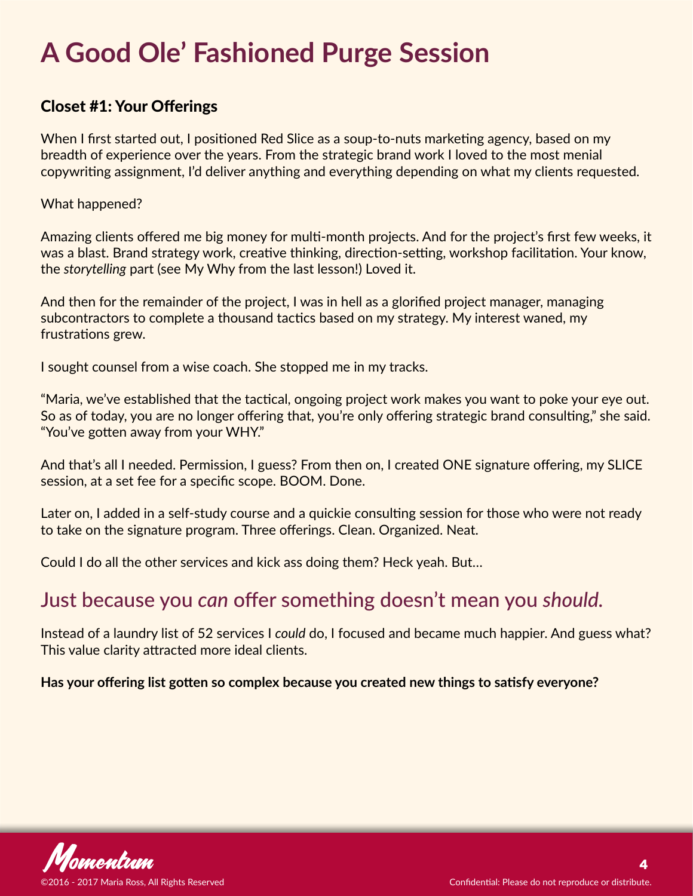# A Good Ole' Fashioned Purge Session

### Closet #1: Your Offerings

When I first started out, I positioned Red Slice as a soup-to-nuts marketing agency, based on my breadth of experience over the years. From the strategic brand work I loved to the most menial copywriting assignment, I'd deliver anything and everything depending on what my clients requested.

What happened?

Amazing clients offered me big money for multi-month projects. And for the project's first few weeks, it was a blast. Brand strategy work, creative thinking, direction-setting, workshop facilitation. Your know, the *storytelling* part (see My Why from the last lesson!) Loved it.

And then for the remainder of the project, I was in hell as a glorified project manager, managing subcontractors to complete a thousand tactics based on my strategy. My interest waned, my frustrations grew.

I sought counsel from a wise coach. She stopped me in my tracks.

"Maria, we've established that the tactical, ongoing project work makes you want to poke your eye out. So as of today, you are no longer offering that, you're only offering strategic brand consulting," she said. "You've gotten away from your WHY."

And that's all I needed. Permission, I guess? From then on, I created ONE signature offering, my SLICE session, at a set fee for a specific scope. BOOM. Done.

Later on, I added in a self-study course and a quickie consulting session for those who were not ready to take on the signature program. Three offerings. Clean. Organized. Neat.

Could I do all the other services and kick ass doing them? Heck yeah. But…

## Just because you *can* offer something doesn't mean you *should*.

Instead of a laundry list of 52 services I *could* do, I focused and became much happier. And guess what? This value clarity attracted more ideal clients.

**Has your offering list gotten so complex because you created new things to satisfy everyone?**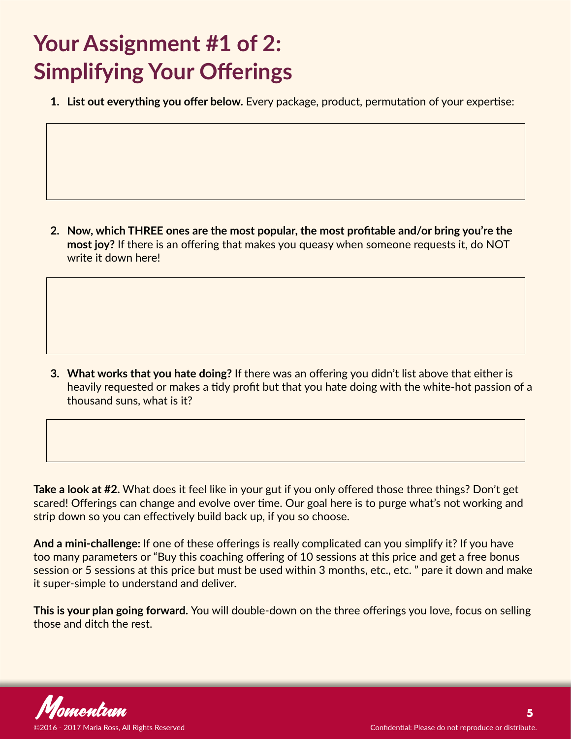# Your Assignment #1 of 2: Simplifying Your Offerings

1. **List out everything you offer below.** Every package, product, permutation of your expertise:

2. **Now, which THREE ones are the most popular, the most profitable and/or bring you're the most joy?** If there is an offering that makes you queasy when someone requests it, do NOT write it down here!

3. **What works that you hate doing?** If there was an offering you didn't list above that either is heavily requested or makes a tidy profit but that you hate doing with the white-hot passion of a thousand suns, what is it?

**Take a look at #2.** What does it feel like in your gut if you only offered those three things? Don't get scared! Offerings can change and evolve over time. Our goal here is to purge what's not working and strip down so you can effectively build back up, if you so choose.

**And a mini-challenge:** If one of these offerings is really complicated can you simplify it? If you have too many parameters or "Buy this coaching offering of 10 sessions at this price and get a free bonus session or 5 sessions at this price but must be used within 3 months, etc., etc. " pare it down and make it super-simple to understand and deliver.

**This is your plan going forward.** You will double-down on the three offerings you love, focus on selling those and ditch the rest.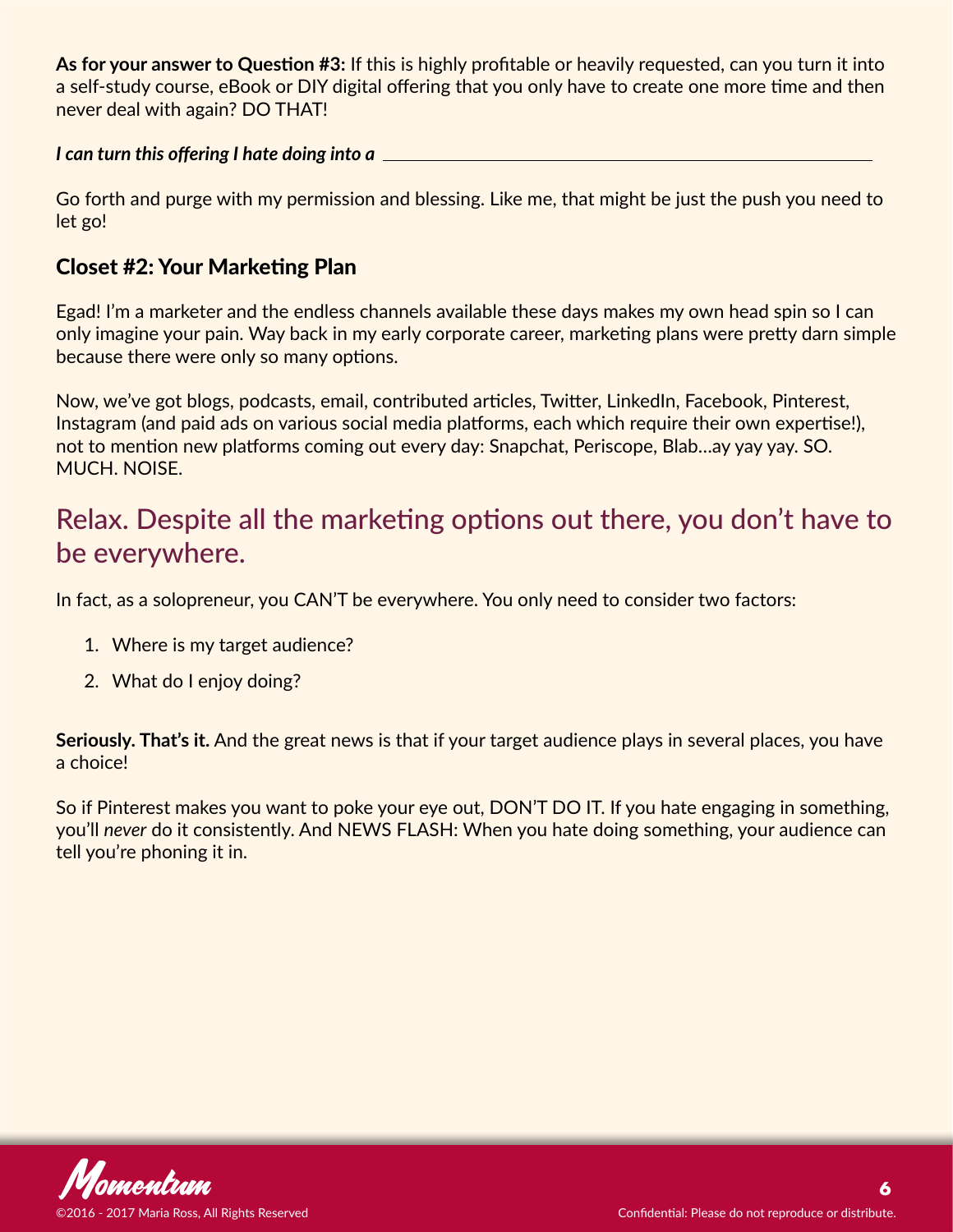**As for your answer to Question #3:** If this is highly profitable or heavily requested, can you turn it into a self-study course, eBook or DIY digital offering that you only have to create one more time and then never deal with again? DO THAT!

***I can turn this offering I hate doing into a*** ______________________________________________

Go forth and purge with my permission and blessing. Like me, that might be just the push you need to let go!

### Closet #2: Your Marketing Plan

Egad! I'm a marketer and the endless channels available these days makes my own head spin so I can only imagine your pain. Way back in my early corporate career, marketing plans were pretty darn simple because there were only so many options.

Now, we've got blogs, podcasts, email, contributed articles, Twitter, LinkedIn, Facebook, Pinterest, Instagram (and paid ads on various social media platforms, each which require their own expertise!), not to mention new platforms coming out every day: Snapchat, Periscope, Blab…ay yay yay. SO. MUCH. NOISE.

## Relax. Despite all the marketing options out there, you don't have to be everywhere.

In fact, as a solopreneur, you CAN'T be everywhere. You only need to consider two factors:

1. Where is my target audience?
2. What do I enjoy doing?

**Seriously. That's it.** And the great news is that if your target audience plays in several places, you have a choice!

So if Pinterest makes you want to poke your eye out, DON'T DO IT. If you hate engaging in something, you'll *never* do it consistently. And NEWS FLASH: When you hate doing something, your audience can tell you're phoning it in.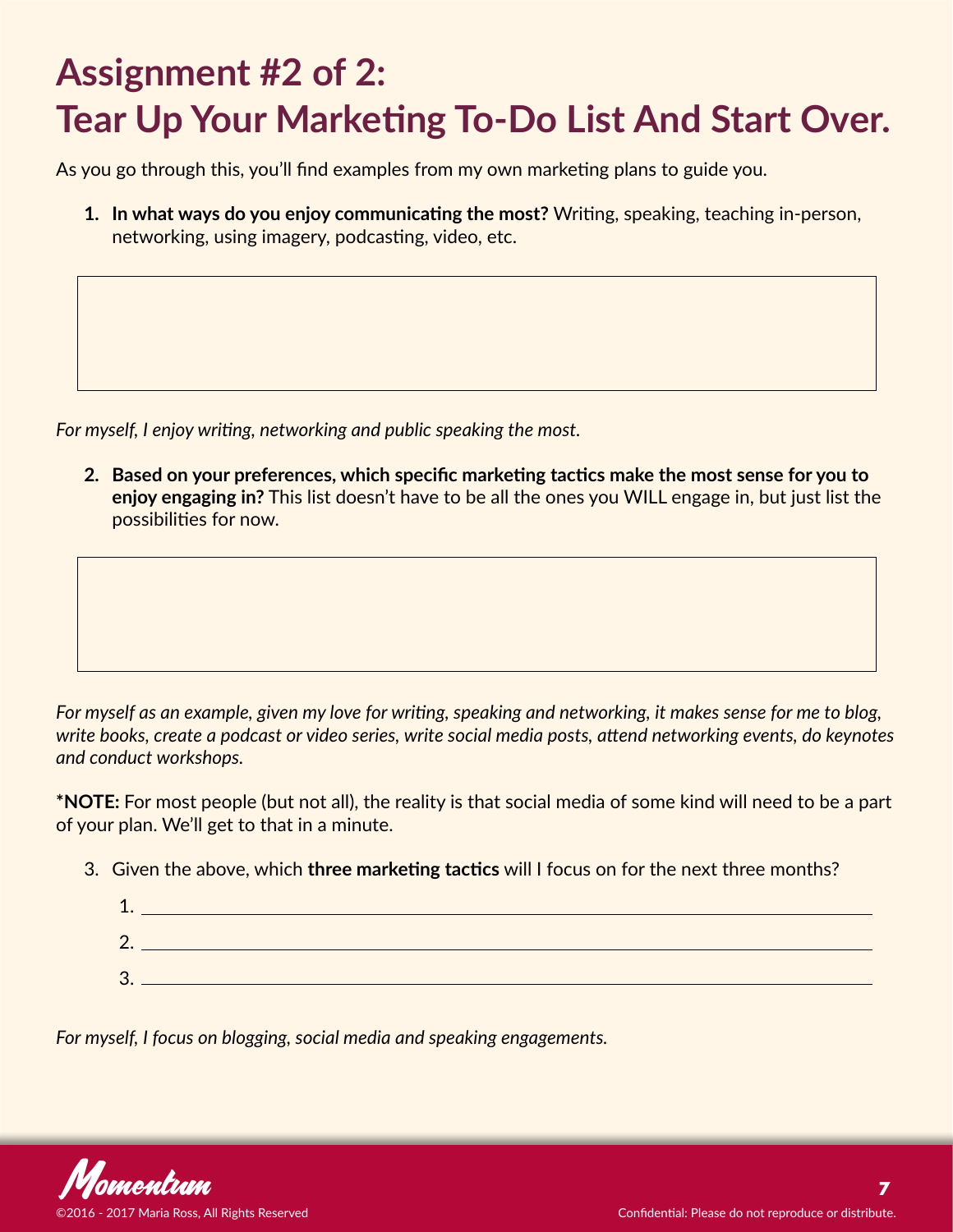# Assignment #2 of 2: Tear Up Your Marketing To-Do List And Start Over.

As you go through this, you'll find examples from my own marketing plans to guide you.

1. **In what ways do you enjoy communicating the most?** Writing, speaking, teaching in-person, networking, using imagery, podcasting, video, etc.

*For myself, I enjoy writing, networking and public speaking the most.*

2. **Based on your preferences, which specific marketing tactics make the most sense for you to enjoy engaging in?** This list doesn't have to be all the ones you WILL engage in, but just list the possibilities for now.

*For myself as an example, given my love for writing, speaking and networking, it makes sense for me to blog, write books, create a podcast or video series, write social media posts, attend networking events, do keynotes and conduct workshops.*

***NOTE:** For most people (but not all), the reality is that social media of some kind will need to be a part of your plan. We'll get to that in a minute.

3. Given the above, which **three marketing tactics** will I focus on for the next three months?

   1. ______________________________
   2. ______________________________
   3. ______________________________

*For myself, I focus on blogging, social media and speaking engagements.*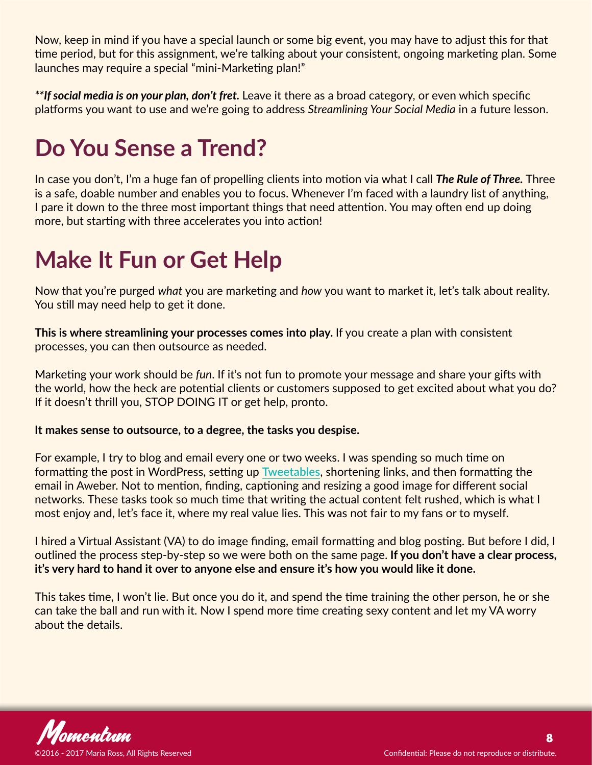Now, keep in mind if you have a special launch or some big event, you may have to adjust this for that time period, but for this assignment, we're talking about your consistent, ongoing marketing plan. Some launches may require a special "mini-Marketing plan!"

***\*\*If social media is on your plan, don't fret.*** Leave it there as a broad category, or even which specific platforms you want to use and we're going to address *Streamlining Your Social Media* in a future lesson.

# Do You Sense a Trend?

In case you don't, I'm a huge fan of propelling clients into motion via what I call ***The Rule of Three.*** Three is a safe, doable number and enables you to focus. Whenever I'm faced with a laundry list of anything, I pare it down to the three most important things that need attention. You may often end up doing more, but starting with three accelerates you into action!

# Make It Fun or Get Help

Now that you're purged *what* you are marketing and *how* you want to market it, let's talk about reality. You still may need help to get it done.

**This is where streamlining your processes comes into play.** If you create a plan with consistent processes, you can then outsource as needed.

Marketing your work should be *fun*. If it's not fun to promote your message and share your gifts with the world, how the heck are potential clients or customers supposed to get excited about what you do? If it doesn't thrill you, STOP DOING IT or get help, pronto.

**It makes sense to outsource, to a degree, the tasks you despise.**

For example, I try to blog and email every one or two weeks. I was spending so much time on formatting the post in WordPress, setting up Tweetables, shortening links, and then formatting the email in Aweber. Not to mention, finding, captioning and resizing a good image for different social networks. These tasks took so much time that writing the actual content felt rushed, which is what I most enjoy and, let's face it, where my real value lies. This was not fair to my fans or to myself.

I hired a Virtual Assistant (VA) to do image finding, email formatting and blog posting. But before I did, I outlined the process step-by-step so we were both on the same page. **If you don't have a clear process, it's very hard to hand it over to anyone else and ensure it's how you would like it done.**

This takes time, I won't lie. But once you do it, and spend the time training the other person, he or she can take the ball and run with it. Now I spend more time creating sexy content and let my VA worry about the details.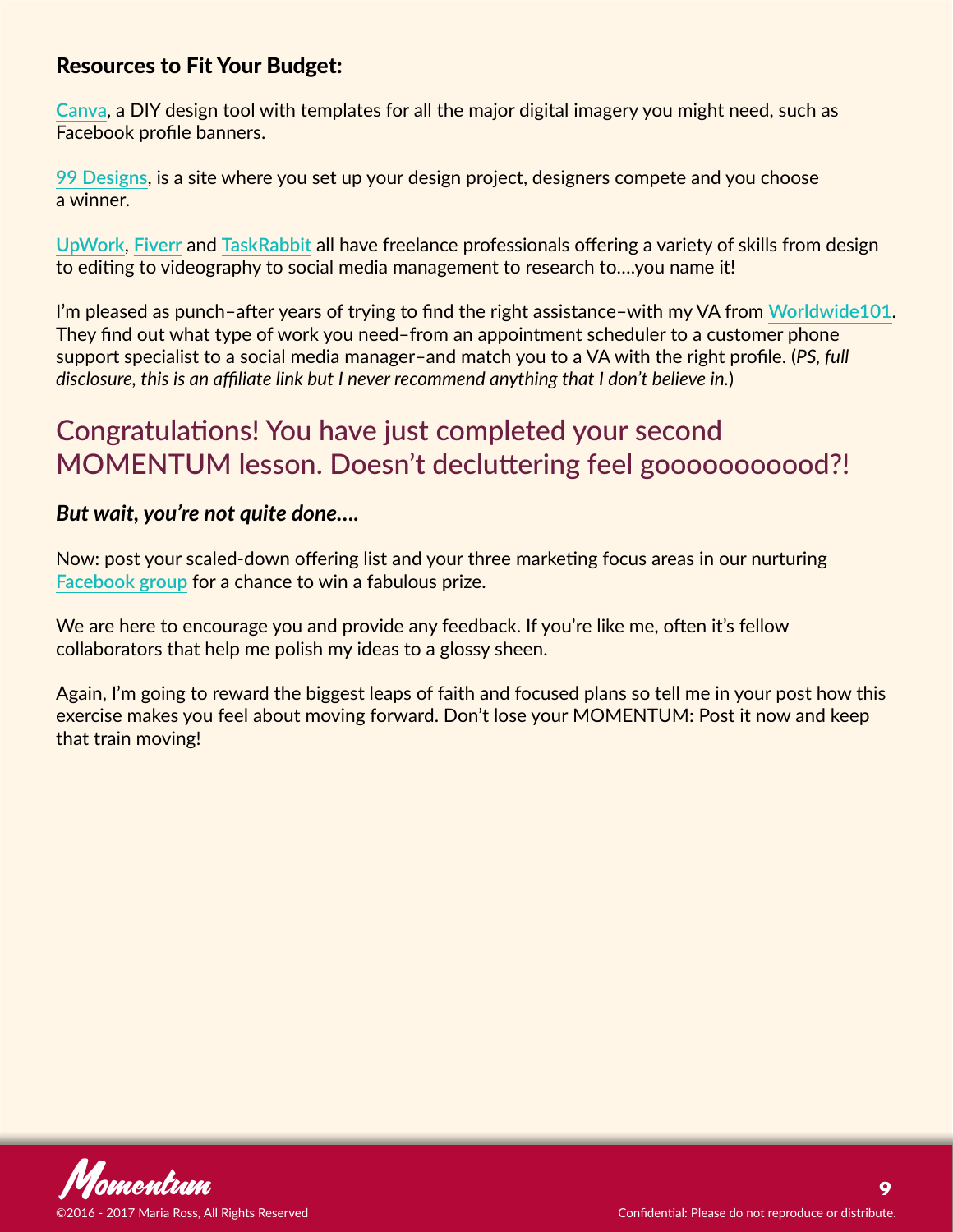### Resources to Fit Your Budget:

Canva, a DIY design tool with templates for all the major digital imagery you might need, such as Facebook profile banners.

99 Designs, is a site where you set up your design project, designers compete and you choose a winner.

UpWork, Fiverr and TaskRabbit all have freelance professionals offering a variety of skills from design to editing to videography to social media management to research to....you name it!

I'm pleased as punch–after years of trying to find the right assistance–with my VA from Worldwide101. They find out what type of work you need–from an appointment scheduler to a customer phone support specialist to a social media manager–and match you to a VA with the right profile. (*PS, full disclosure, this is an affiliate link but I never recommend anything that I don't believe in.*)

## Congratulations! You have just completed your second MOMENTUM lesson. Doesn't decluttering feel gooooooooood?!

***But wait, you're not quite done....***

Now: post your scaled-down offering list and your three marketing focus areas in our nurturing Facebook group for a chance to win a fabulous prize.

We are here to encourage you and provide any feedback. If you're like me, often it's fellow collaborators that help me polish my ideas to a glossy sheen.

Again, I'm going to reward the biggest leaps of faith and focused plans so tell me in your post how this exercise makes you feel about moving forward. Don't lose your MOMENTUM: Post it now and keep that train moving!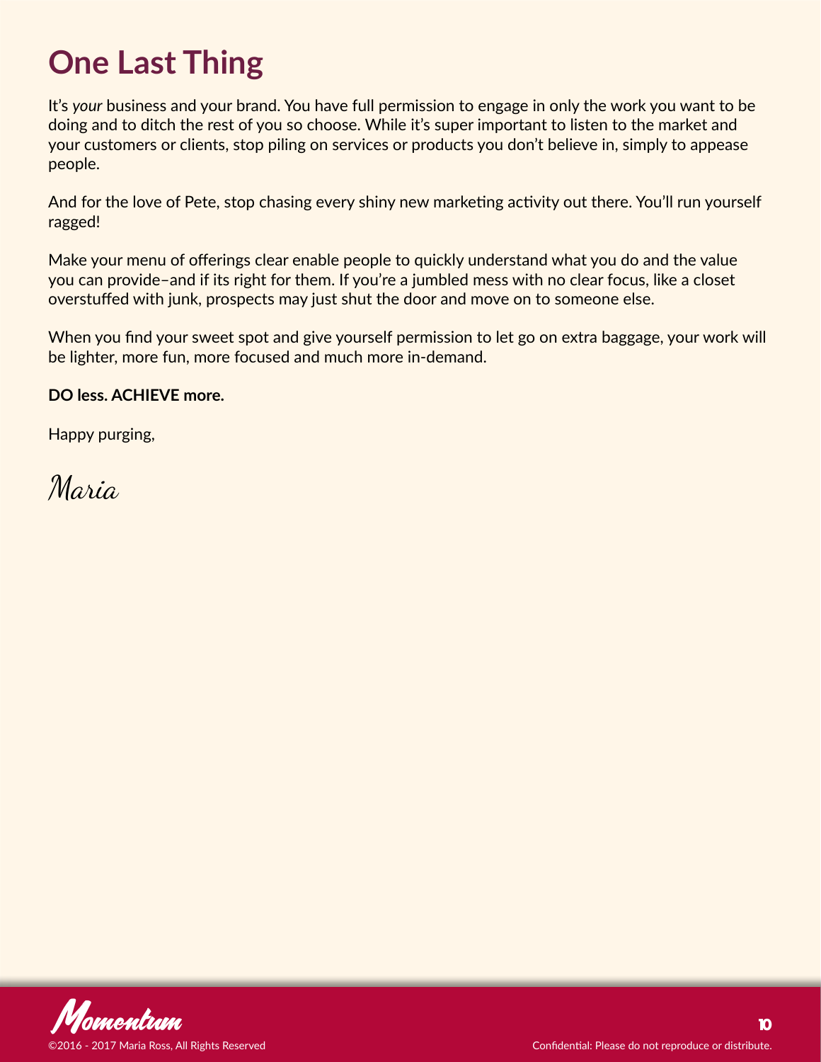# One Last Thing

It's *your* business and your brand. You have full permission to engage in only the work you want to be doing and to ditch the rest of you so choose. While it's super important to listen to the market and your customers or clients, stop piling on services or products you don't believe in, simply to appease people.

And for the love of Pete, stop chasing every shiny new marketing activity out there. You'll run yourself ragged!

Make your menu of offerings clear enable people to quickly understand what you do and the value you can provide–and if its right for them. If you're a jumbled mess with no clear focus, like a closet overstuffed with junk, prospects may just shut the door and move on to someone else.

When you find your sweet spot and give yourself permission to let go on extra baggage, your work will be lighter, more fun, more focused and much more in-demand.

**DO less. ACHIEVE more.**

Happy purging,

Maria